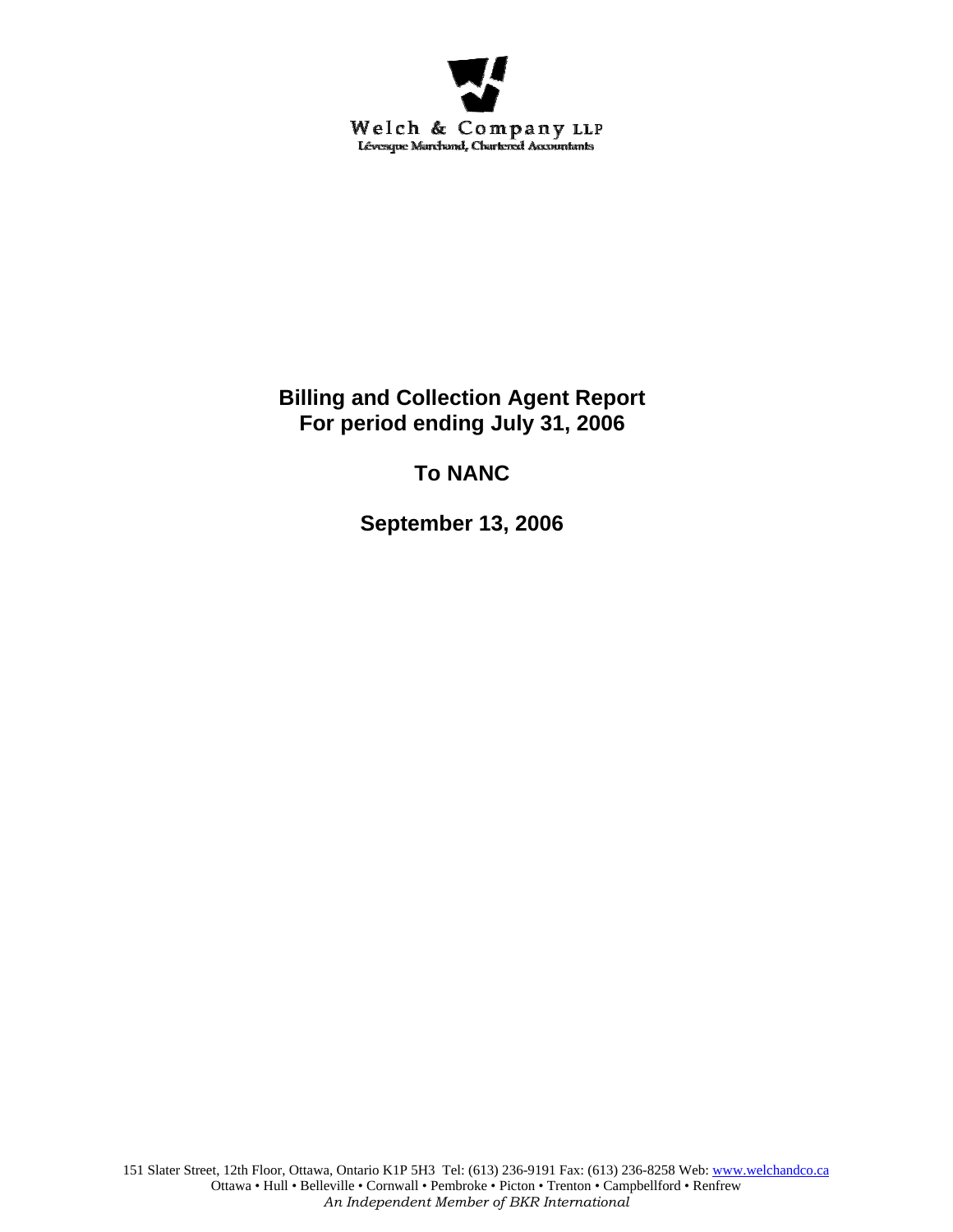Welch & Company LLP
Lévesque Marchand, Chartered Accountants

# Billing and Collection Agent Report
# For period ending July 31, 2006

## To NANC

## September 13, 2006

151 Slater Street, 12th Floor, Ottawa, Ontario K1P 5H3 Tel: (613) 236-9191 Fax: (613) 236-8258 Web: www.welchandco.ca
Ottawa • Hull • Belleville • Cornwall • Pembroke • Picton • Trenton • Campbellford • Renfrew
*An Independent Member of BKR International*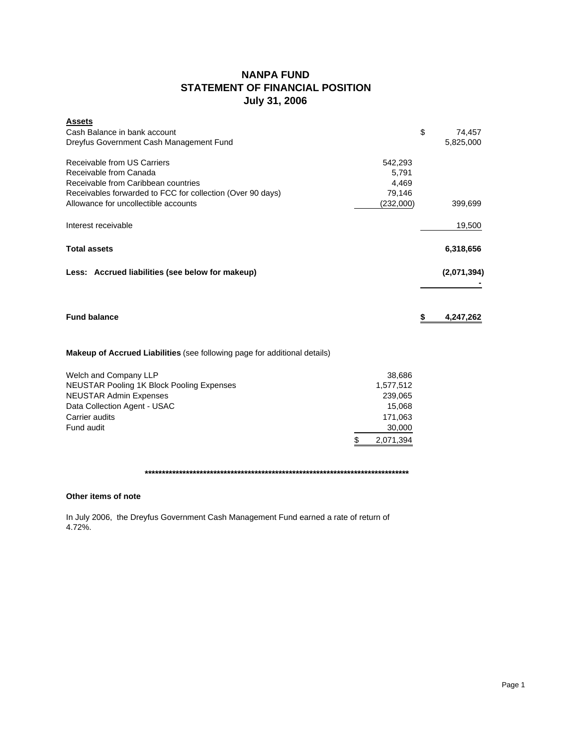# NANPA FUND
## STATEMENT OF FINANCIAL POSITION
### July 31, 2006

| **Assets** | | |
|---|---|---|
| Cash Balance in bank account | | $ 74,457 |
| Dreyfus Government Cash Management Fund | | 5,825,000 |
| | | |
| Receivable from US Carriers | 542,293 | |
| Receivable from Canada | 5,791 | |
| Receivable from Caribbean countries | 4,469 | |
| Receivables forwarded to FCC for collection (Over 90 days) | 79,146 | |
| Allowance for uncollectible accounts | (232,000) | 399,699 |
| | | |
| Interest receivable | | 19,500 |
| | | |
| **Total assets** | | **6,318,656** |
| | | |
| **Less: Accrued liabilities (see below for makeup)** | | **(2,071,394)** |
| | | **-** |
| | | |
| **Fund balance** | | **$ 4,247,262** |

**Makeup of Accrued Liabilities** (see following page for additional details)

| | |
|---|---|
| Welch and Company LLP | 38,686 |
| NEUSTAR Pooling 1K Block Pooling Expenses | 1,577,512 |
| NEUSTAR Admin Expenses | 239,065 |
| Data Collection Agent - USAC | 15,068 |
| Carrier audits | 171,063 |
| Fund audit | 30,000 |
| | $ 2,071,394 |

********************************************************************************

**Other items of note**

In July 2006, the Dreyfus Government Cash Management Fund earned a rate of return of 4.72%.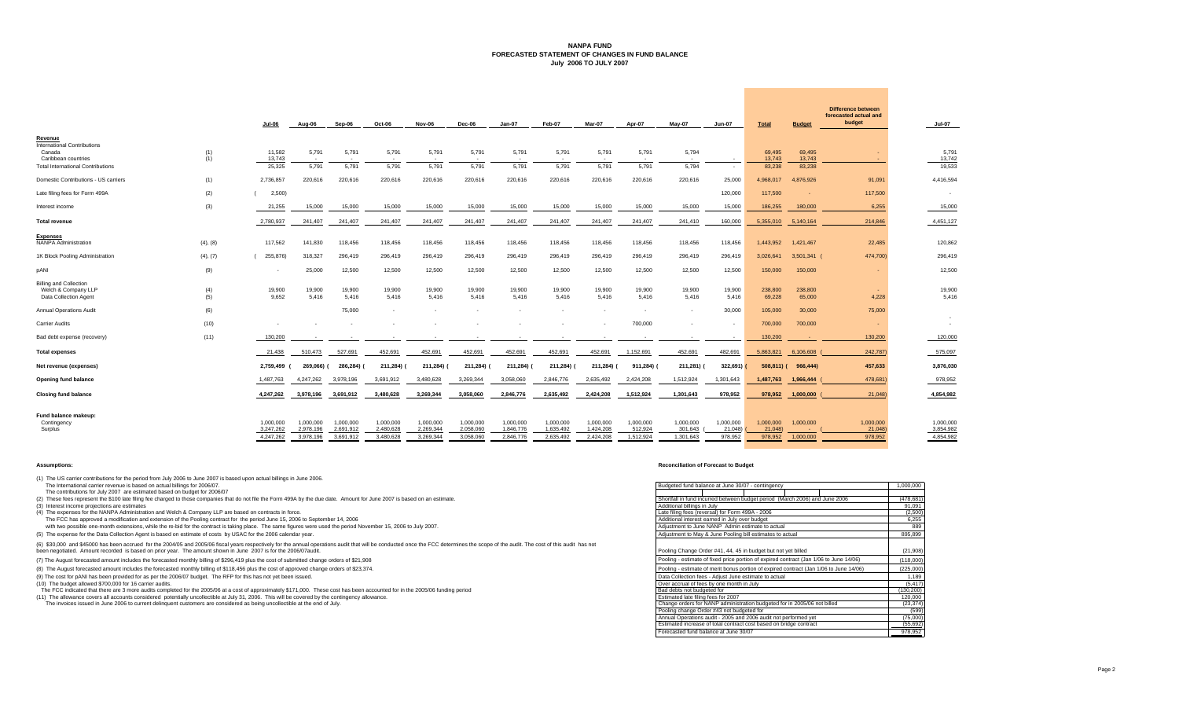# NANPA FUND
## FORECASTED STATEMENT OF CHANGES IN FUND BALANCE
### July 2006 TO JULY 2007

| | | Jul-06 | Aug-06 | Sep-06 | Oct-06 | Nov-06 | Dec-06 | Jan-07 | Feb-07 | Mar-07 | Apr-07 | May-07 | Jun-07 | Total | Budget | Difference between forecasted actual and budget | Jul-07 |
|---|---|---|---|---|---|---|---|---|---|---|---|---|---|---|---|---|---|
| **Revenue** | | | | | | | | | | | | | | | | | |
| International Contributions | | | | | | | | | | | | | | | | | |
| Canada | (1) | 11,582 | 5,791 | 5,791 | 5,791 | 5,791 | 5,791 | 5,791 | 5,791 | 5,791 | 5,791 | 5,794 | | 69,495 | 69,495 | - | 5,791 |
| Caribbean countries | (1) | 13,743 | - | - | - | - | - | - | - | - | - | - | - | 13,743 | 13,743 | - | 13,742 |
| Total International Contributions | | 25,325 | 5,791 | 5,791 | 5,791 | 5,791 | 5,791 | 5,791 | 5,791 | 5,791 | 5,791 | 5,794 | - | 83,238 | 83,238 | | 19,533 |
| Domestic Contributions - US carriers | (1) | 2,736,857 | 220,616 | 220,616 | 220,616 | 220,616 | 220,616 | 220,616 | 220,616 | 220,616 | 220,616 | 220,616 | 25,000 | 4,968,017 | 4,876,926 | 91,091 | 4,416,594 |
| Late filing fees for Form 499A | (2) | (2,500) | | | | | | | | | | | 120,000 | 117,500 | - | 117,500 | - |
| Interest income | (3) | 21,255 | 15,000 | 15,000 | 15,000 | 15,000 | 15,000 | 15,000 | 15,000 | 15,000 | 15,000 | 15,000 | 15,000 | 186,255 | 180,000 | 6,255 | 15,000 |
| **Total revenue** | | 2,780,937 | 241,407 | 241,407 | 241,407 | 241,407 | 241,407 | 241,407 | 241,407 | 241,407 | 241,407 | 241,410 | 160,000 | 5,355,010 | 5,140,164 | 214,846 | 4,451,127 |
| **Expenses** | | | | | | | | | | | | | | | | | |
| NANPA Administration | (4), (8) | 117,562 | 141,830 | 118,456 | 118,456 | 118,456 | 118,456 | 118,456 | 118,456 | 118,456 | 118,456 | 118,456 | 118,456 | 1,443,952 | 1,421,467 | 22,485 | 120,862 |
| 1K Block Pooling Administration | (4), (7) | (255,876) | 318,327 | 296,419 | 296,419 | 296,419 | 296,419 | 296,419 | 296,419 | 296,419 | 296,419 | 296,419 | 296,419 | 3,026,641 | 3,501,341 | (474,700) | 296,419 |
| pANI | (9) | - | 25,000 | 12,500 | 12,500 | 12,500 | 12,500 | 12,500 | 12,500 | 12,500 | 12,500 | 12,500 | 12,500 | 150,000 | 150,000 | - | 12,500 |
| Billing and Collection | | | | | | | | | | | | | | | | | |
| Welch & Company LLP | (4) | 19,900 | 19,900 | 19,900 | 19,900 | 19,900 | 19,900 | 19,900 | 19,900 | 19,900 | 19,900 | 19,900 | 19,900 | 238,800 | 238,800 | - | 19,900 |
| Data Collection Agent | (5) | 9,652 | 5,416 | 5,416 | 5,416 | 5,416 | 5,416 | 5,416 | 5,416 | 5,416 | 5,416 | 5,416 | 5,416 | 69,228 | 65,000 | 4,228 | 5,416 |
| Annual Operations Audit | (6) | | | 75,000 | - | - | - | - | - | - | - | - | 30,000 | 105,000 | 30,000 | 75,000 | - |
| Carrier Audits | (10) | - | - | - | - | - | - | - | - | - | 700,000 | - | - | 700,000 | 700,000 | - | - |
| Bad debt expense (recovery) | (11) | 130,200 | - | - | - | - | - | - | - | - | - | - | - | 130,200 | - | 130,200 | 120,000 |
| **Total expenses** | | 21,438 | 510,473 | 527,691 | 452,691 | 452,691 | 452,691 | 452,691 | 452,691 | 452,691 | 1,152,691 | 452,691 | 482,691 | 5,863,821 | 6,106,608 | (242,787) | 575,097 |
| **Net revenue (expenses)** | | 2,759,499 | (269,066) | (286,284) | (211,284) | (211,284) | (211,284) | (211,284) | (211,284) | (211,284) | (911,284) | (211,281) | (322,691) | (508,811) | (966,444) | 457,633 | 3,876,030 |
| **Opening fund balance** | | 1,487,763 | 4,247,262 | 3,978,196 | 3,691,912 | 3,480,628 | 3,269,344 | 3,058,060 | 2,846,776 | 2,635,492 | 2,424,208 | 1,512,924 | 1,301,643 | 1,487,763 | 1,966,444 | (478,681) | 978,952 |
| **Closing fund balance** | | 4,247,262 | 3,978,196 | 3,691,912 | 3,480,628 | 3,269,344 | 3,058,060 | 2,846,776 | 2,635,492 | 2,424,208 | 1,512,924 | 1,301,643 | 978,952 | 978,952 | 1,000,000 | (21,048) | 4,854,982 |
| **Fund balance makeup:** | | | | | | | | | | | | | | | | | |
| Contingency | | 1,000,000 | 1,000,000 | 1,000,000 | 1,000,000 | 1,000,000 | 1,000,000 | 1,000,000 | 1,000,000 | 1,000,000 | 1,000,000 | 1,000,000 | 1,000,000 | 1,000,000 | 1,000,000 | 1,000,000 | 1,000,000 |
| Surplus | | 3,247,262 | 2,978,196 | 2,691,912 | 2,480,628 | 2,269,344 | 2,058,060 | 1,846,776 | 1,635,492 | 1,424,208 | 512,924 | 301,643 | (21,048) | (21,048) | - | (21,048) | 3,854,982 |
| | | 4,247,262 | 3,978,196 | 3,691,912 | 3,480,628 | 3,269,344 | 3,058,060 | 2,846,776 | 2,635,492 | 2,424,208 | 1,512,924 | 1,301,643 | 978,952 | 978,952 | 1,000,000 | 978,952 | 4,854,982 |

**Assumptions:**

(1) The US carrier contributions for the period from July 2006 to June 2007 is based upon actual billings in June 2006.
The International carrier revenue is based on actual billings for 2006/07.
The contributions for July 2007 are estimated based on budget for 2006/07

(2) These fees represent the $100 late filing fee charged to those companies that do not file the Form 499A by the due date. Amount for June 2007 is based on an estimate.

(3) Interest income projections are estimates

(4) The expenses for the NANPA Administration and Welch & Company LLP are based on contracts in force.
The FCC has approved a modification and extension of the Pooling contract for the period June 15, 2006 to September 14, 2006
with two possible one-month extensions, while the re-bid for the contract is taking place. The same figures were used the period November 15, 2006 to July 2007.

(5) The expense for the Data Collection Agent is based on estimate of costs by USAC for the 2006 calendar year.

(6) $30,000 and $45000 has been accrued for the 2004/05 and 2005/06 fiscal years respectively for the annual operations audit that will be conducted once the FCC determines the scope of the audit. The cost of this audit has not been negotiated. Amount recorded is based on prior year. The amount shown in June 2007 is for the 2006/07audit.

(7) The August forecasted amount includes the forecasted monthly billing of $296,419 plus the cost of submitted change orders of $21,908

(8) The August forecasted amount includes the forecasted monthly billing of $118,456 plus the cost of approved change orders of $23,374.

(9) The cost for pANI has been provided for as per the 2006/07 budget. The RFP for this has not yet been issued.

(10) The budget allowed $700,000 for 16 carrier audits.
The FCC indicated that there are 3 more audits completed for the 2005/06 at a cost of approximately $171,000. These cost has been accounted for in the 2005/06 funding period

(11) The allowance covers all accounts considered potentially uncollectible at July 31, 2006. This will be covered by the contingency allowance.
The invoices issued in June 2006 to current delinquent customers are considered as being uncollectible at the end of July.

**Reconciliation of Forecast to Budget**

| Item | Amount |
|---|---|
| Budgeted fund balance at June 30/07 - contingency | 1,000,000 |
| Shortfall in fund incurred between budget period (March 2006) and June 2006 | (478,681) |
| Additional billings in July | 91,091 |
| Late filing fees (reversal) for Form 499A - 2006 | (2,500) |
| Additional interest earned in July over budget | 6,255 |
| Adjustment to June NANP Admin estimate to actual | 889 |
| Adjustment to May & June Pooling bill estimates to actual | 895,899 |
| Pooling Change Order #41, 44, 45 in budget but not yet billed | (21,908) |
| Pooling - estimate of fixed price portion of expired contract (Jan 1/06 to June 14/06) | (118,000) |
| Pooling - estimate of merit bonus portion of expired contract (Jan 1/06 to June 14/06) | (225,000) |
| Data Collection fees - Adjust June estimate to actual | 1,189 |
| Over accrual of fees by one month in July | (5,417) |
| Bad debts not budgeted for | (130,200) |
| Estimated late filing fees for 2007 | 120,000 |
| Change orders for NANP administration budgeted for in 2005/06 not billed | (23,374) |
| Pooling change Order #43 not budgeted for | (599) |
| Annual Operations audit - 2005 and 2006 audit not performed yet | (75,000) |
| Estimated increase of total contract cost based on bridge contract | (55,692) |
| Forecasted fund balance at June 30/07 | 978,952 |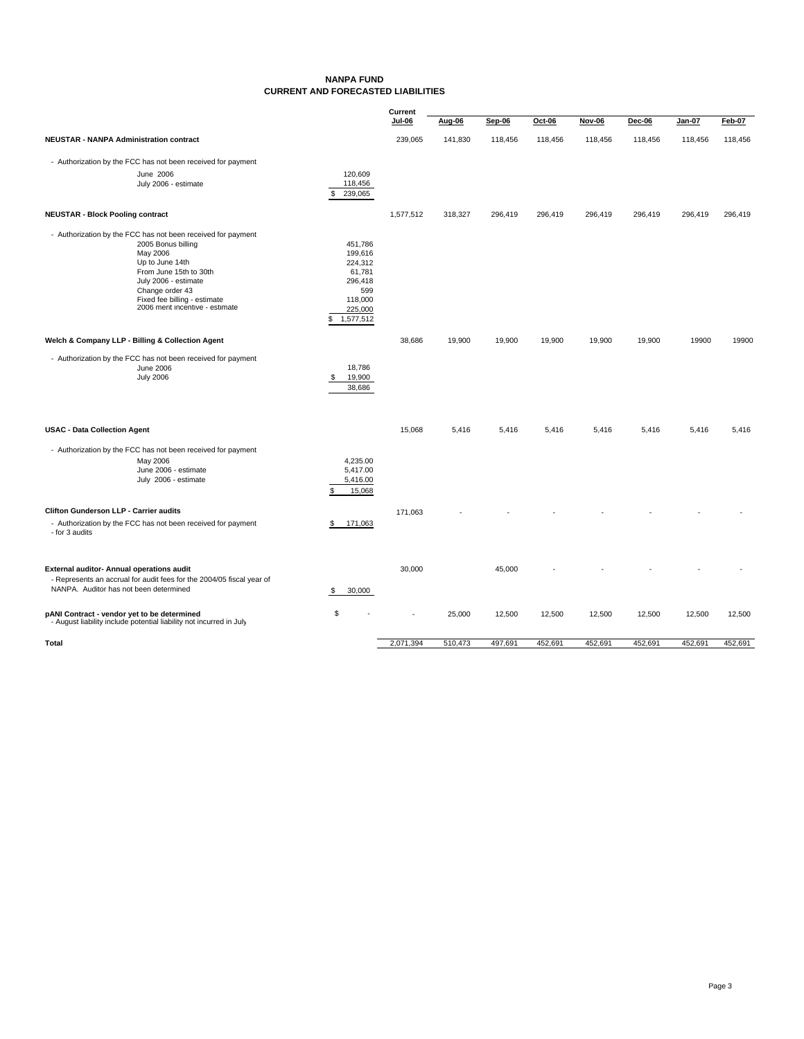# NANPA FUND
## CURRENT AND FORECASTED LIABILITIES

| | | Current Jul-06 | Aug-06 | Sep-06 | Oct-06 | Nov-06 | Dec-06 | Jan-07 | Feb-07 |
|---|---|---|---|---|---|---|---|---|---|
| **NEUSTAR - NANPA Administration contract** | | 239,065 | 141,830 | 118,456 | 118,456 | 118,456 | 118,456 | 118,456 | 118,456 |
| - Authorization by the FCC has not been received for payment | | | | | | | | | |
| June 2006 | 120,609 | | | | | | | | |
| July 2006 - estimate | 118,456 | | | | | | | | |
| | $ 239,065 | | | | | | | | |
| **NEUSTAR - Block Pooling contract** | | 1,577,512 | 318,327 | 296,419 | 296,419 | 296,419 | 296,419 | 296,419 | 296,419 |
| - Authorization by the FCC has not been received for payment | | | | | | | | | |
| 2005 Bonus billing | 451,786 | | | | | | | | |
| May 2006 | 199,616 | | | | | | | | |
| Up to June 14th | 224,312 | | | | | | | | |
| From June 15th to 30th | 61,781 | | | | | | | | |
| July 2006 - estimate | 296,418 | | | | | | | | |
| Change order 43 | 599 | | | | | | | | |
| Fixed fee billing - estimate | 118,000 | | | | | | | | |
| 2006 merit incentive - estimate | 225,000 | | | | | | | | |
| | $ 1,577,512 | | | | | | | | |
| **Welch & Company LLP - Billing & Collection Agent** | | 38,686 | 19,900 | 19,900 | 19,900 | 19,900 | 19,900 | 19900 | 19900 |
| - Authorization by the FCC has not been received for payment | | | | | | | | | |
| June 2006 | 18,786 | | | | | | | | |
| July 2006 | $ 19,900 | | | | | | | | |
| | 38,686 | | | | | | | | |
| **USAC - Data Collection Agent** | | 15,068 | 5,416 | 5,416 | 5,416 | 5,416 | 5,416 | 5,416 | 5,416 |
| - Authorization by the FCC has not been received for payment | | | | | | | | | |
| May 2006 | 4,235.00 | | | | | | | | |
| June 2006 - estimate | 5,417.00 | | | | | | | | |
| July 2006 - estimate | 5,416.00 | | | | | | | | |
| | $ 15,068 | | | | | | | | |
| **Clifton Gunderson LLP - Carrier audits** | | 171,063 | - | - | - | - | - | - | - |
| - Authorization by the FCC has not been received for payment - for 3 audits | $ 171,063 | | | | | | | | |
| **External auditor- Annual operations audit** | | 30,000 | | 45,000 | - | - | - | - | - |
| - Represents an accrual for audit fees for the 2004/05 fiscal year of NANPA. Auditor has not been determined | $ 30,000 | | | | | | | | |
| **pANI Contract - vendor yet to be determined** - August liability include potential liability not incurred in July | $ - | - | 25,000 | 12,500 | 12,500 | 12,500 | 12,500 | 12,500 | 12,500 |
| **Total** | | 2,071,394 | 510,473 | 497,691 | 452,691 | 452,691 | 452,691 | 452,691 | 452,691 |